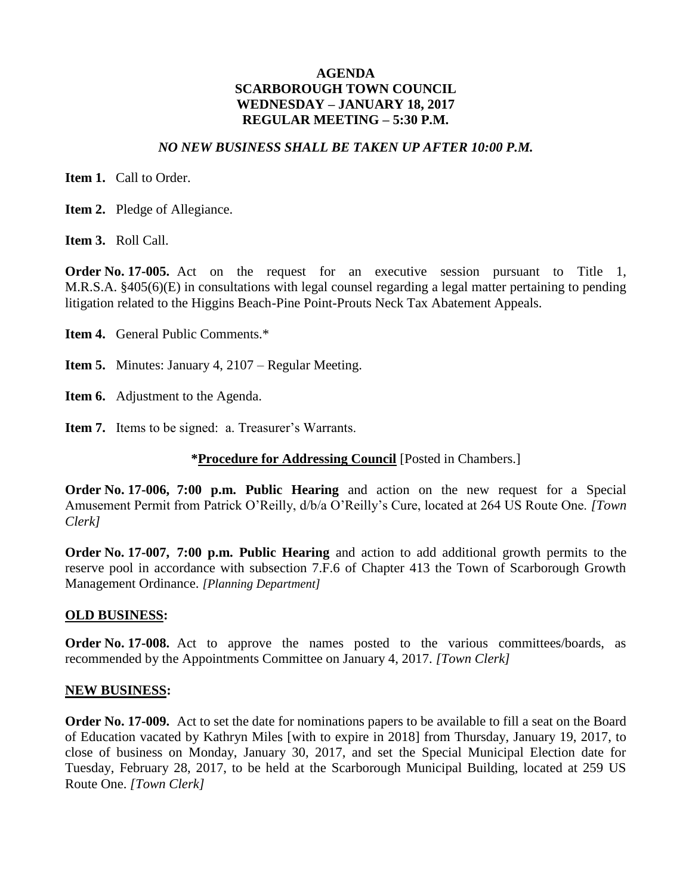# AGENDA
# SCARBOROUGH TOWN COUNCIL
# WEDNESDAY – JANUARY 18, 2017
# REGULAR MEETING – 5:30 P.M.

***NO NEW BUSINESS SHALL BE TAKEN UP AFTER 10:00 P.M.***

**Item 1.** Call to Order.

**Item 2.** Pledge of Allegiance.

**Item 3.** Roll Call.

**Order No. 17-005.** Act on the request for an executive session pursuant to Title 1, M.R.S.A. §405(6)(E) in consultations with legal counsel regarding a legal matter pertaining to pending litigation related to the Higgins Beach-Pine Point-Prouts Neck Tax Abatement Appeals.

**Item 4.** General Public Comments.*

**Item 5.** Minutes: January 4, 2107 – Regular Meeting.

**Item 6.** Adjustment to the Agenda.

**Item 7.** Items to be signed: a. Treasurer's Warrants.

**\*<u>Procedure for Addressing Council</u>** [Posted in Chambers.]

**Order No. 17-006, 7:00 p.m. Public Hearing** and action on the new request for a Special Amusement Permit from Patrick O'Reilly, d/b/a O'Reilly's Cure, located at 264 US Route One. *[Town Clerk]*

**Order No. 17-007, 7:00 p.m. Public Hearing** and action to add additional growth permits to the reserve pool in accordance with subsection 7.F.6 of Chapter 413 the Town of Scarborough Growth Management Ordinance. *[Planning Department]*

## OLD BUSINESS:

**Order No. 17-008.** Act to approve the names posted to the various committees/boards, as recommended by the Appointments Committee on January 4, 2017. *[Town Clerk]*

## NEW BUSINESS:

**Order No. 17-009.** Act to set the date for nominations papers to be available to fill a seat on the Board of Education vacated by Kathryn Miles [with to expire in 2018] from Thursday, January 19, 2017, to close of business on Monday, January 30, 2017, and set the Special Municipal Election date for Tuesday, February 28, 2017, to be held at the Scarborough Municipal Building, located at 259 US Route One. *[Town Clerk]*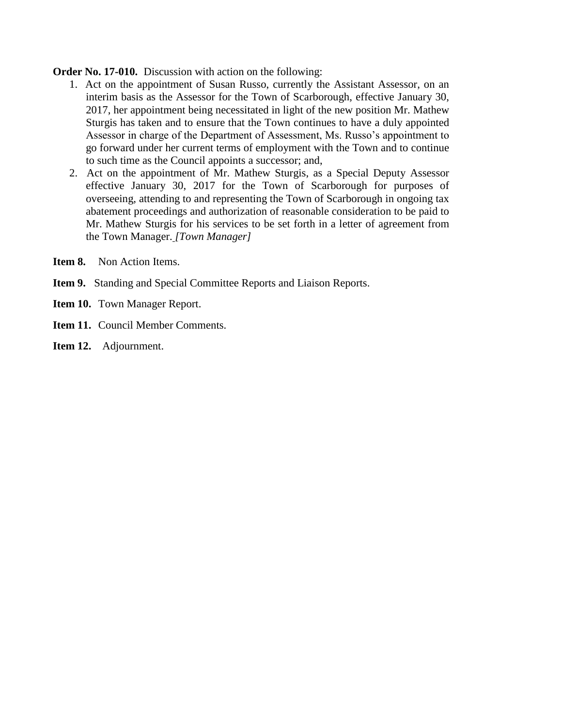**Order No. 17-010.** Discussion with action on the following:

1. Act on the appointment of Susan Russo, currently the Assistant Assessor, on an interim basis as the Assessor for the Town of Scarborough, effective January 30, 2017, her appointment being necessitated in light of the new position Mr. Mathew Sturgis has taken and to ensure that the Town continues to have a duly appointed Assessor in charge of the Department of Assessment, Ms. Russo's appointment to go forward under her current terms of employment with the Town and to continue to such time as the Council appoints a successor; and,
2. Act on the appointment of Mr. Mathew Sturgis, as a Special Deputy Assessor effective January 30, 2017 for the Town of Scarborough for purposes of overseeing, attending to and representing the Town of Scarborough in ongoing tax abatement proceedings and authorization of reasonable consideration to be paid to Mr. Mathew Sturgis for his services to be set forth in a letter of agreement from the Town Manager. *[Town Manager]*

**Item 8.** Non Action Items.

**Item 9.** Standing and Special Committee Reports and Liaison Reports.

**Item 10.** Town Manager Report.

**Item 11.** Council Member Comments.

**Item 12.** Adjournment.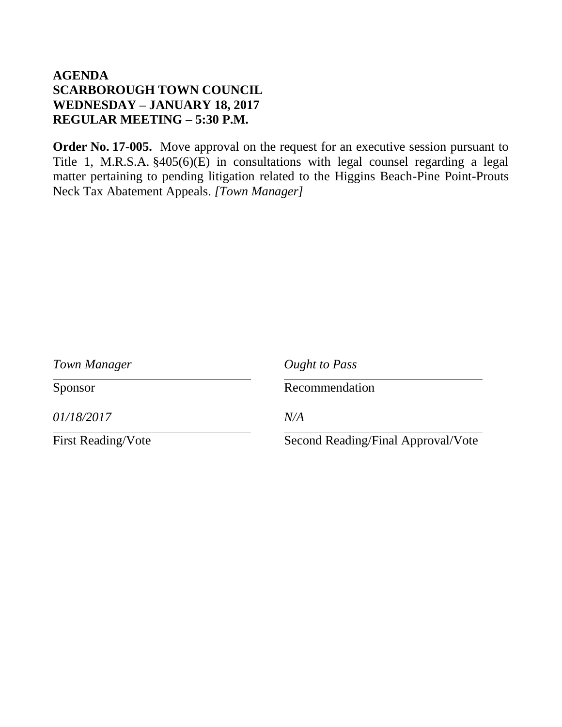**AGENDA**
**SCARBOROUGH TOWN COUNCIL**
**WEDNESDAY – JANUARY 18, 2017**
**REGULAR MEETING – 5:30 P.M.**

**Order No. 17-005.** Move approval on the request for an executive session pursuant to Title 1, M.R.S.A. §405(6)(E) in consultations with legal counsel regarding a legal matter pertaining to pending litigation related to the Higgins Beach-Pine Point-Prouts Neck Tax Abatement Appeals. *[Town Manager]*

| *Town Manager* | *Ought to Pass* |
|---|---|
| Sponsor | Recommendation |
| *01/18/2017* | *N/A* |
| First Reading/Vote | Second Reading/Final Approval/Vote |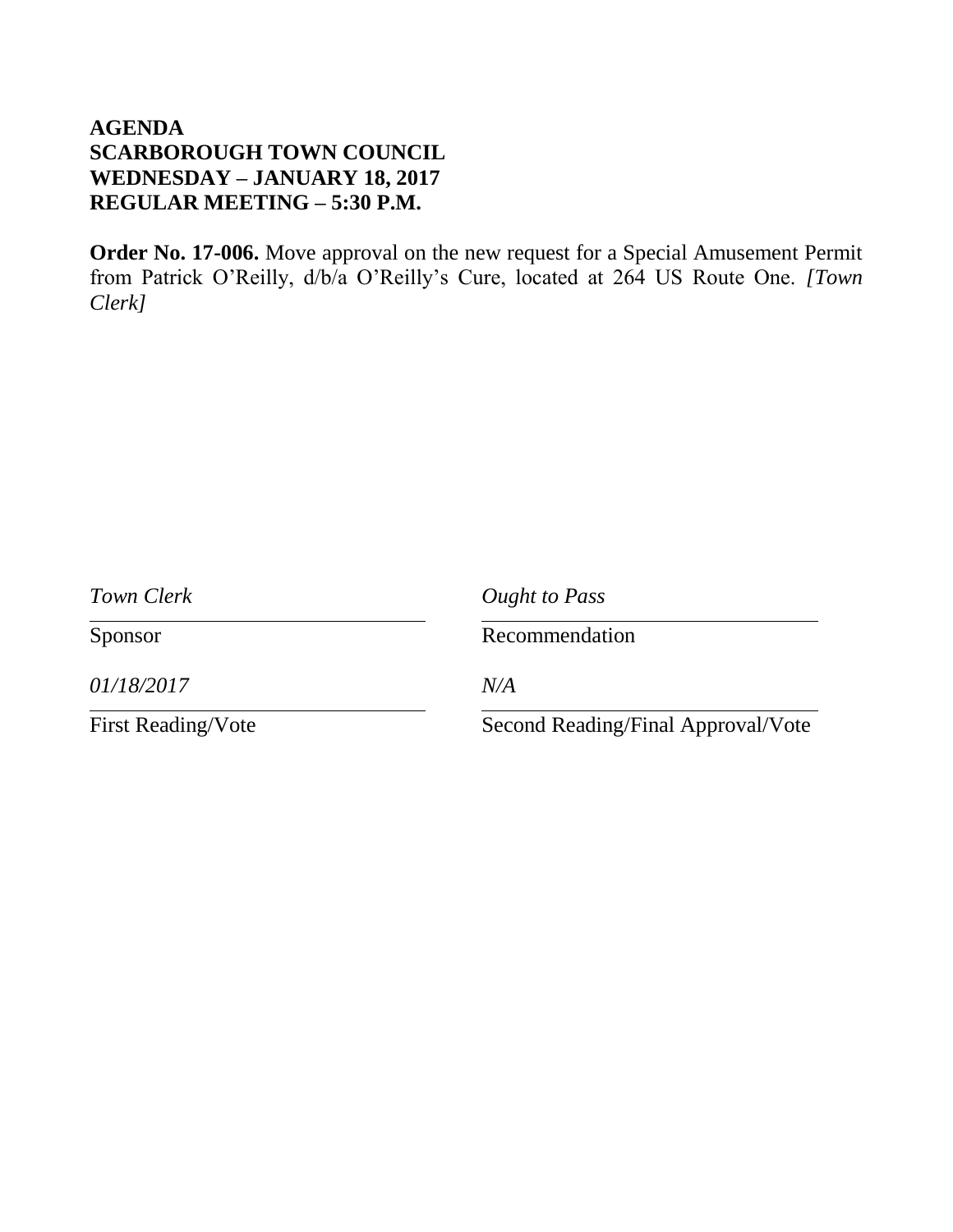**AGENDA**
**SCARBOROUGH TOWN COUNCIL**
**WEDNESDAY – JANUARY 18, 2017**
**REGULAR MEETING – 5:30 P.M.**

**Order No. 17-006.** Move approval on the new request for a Special Amusement Permit from Patrick O'Reilly, d/b/a O'Reilly's Cure, located at 264 US Route One. *[Town Clerk]*

| *Town Clerk* | *Ought to Pass* |
| --- | --- |
| Sponsor | Recommendation |
| *01/18/2017* | *N/A* |
| First Reading/Vote | Second Reading/Final Approval/Vote |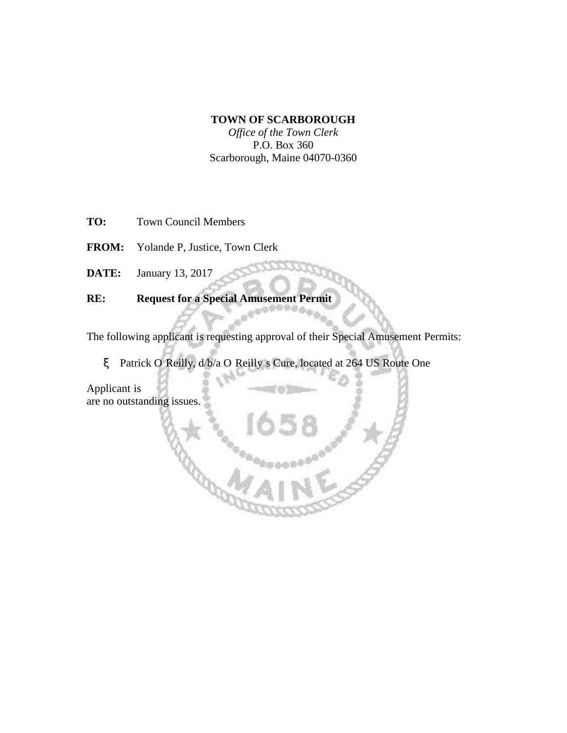**TOWN OF SCARBOROUGH**
*Office of the Town Clerk*
P.O. Box 360
Scarborough, Maine 04070-0360

**TO:** Town Council Members

**FROM:** Yolande P, Justice, Town Clerk

**DATE:** January 13, 2017

**RE:** **Request for a Special Amusement Permit**

The following applicant is requesting approval of their Special Amusement Permits:

- Patrick O Reilly, d/b/a O Reilly s Cure, located at 264 US Route One

Applicant is
are no outstanding issues.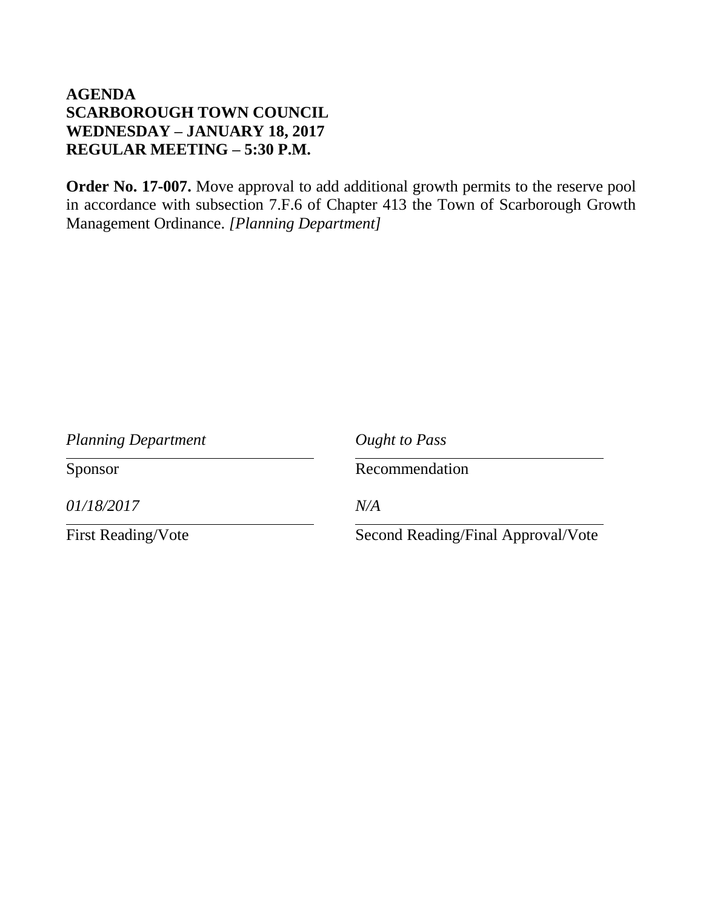**AGENDA**
**SCARBOROUGH TOWN COUNCIL**
**WEDNESDAY – JANUARY 18, 2017**
**REGULAR MEETING – 5:30 P.M.**

**Order No. 17-007.** Move approval to add additional growth permits to the reserve pool in accordance with subsection 7.F.6 of Chapter 413 the Town of Scarborough Growth Management Ordinance. *[Planning Department]*

| *Planning Department* | *Ought to Pass* |
|---|---|
| Sponsor | Recommendation |
| *01/18/2017* | *N/A* |
| First Reading/Vote | Second Reading/Final Approval/Vote |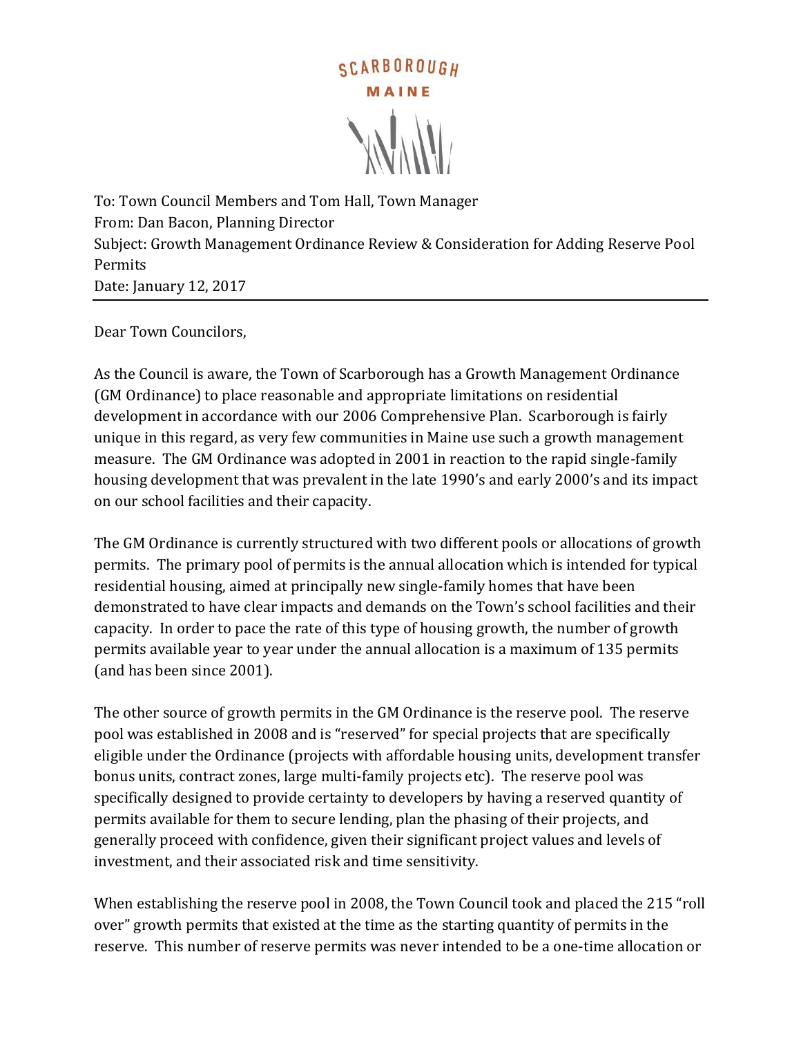SCARBOROUGH

MAINE

To: Town Council Members and Tom Hall, Town Manager
From: Dan Bacon, Planning Director
Subject: Growth Management Ordinance Review & Consideration for Adding Reserve Pool Permits
Date: January 12, 2017

Dear Town Councilors,

As the Council is aware, the Town of Scarborough has a Growth Management Ordinance (GM Ordinance) to place reasonable and appropriate limitations on residential development in accordance with our 2006 Comprehensive Plan. Scarborough is fairly unique in this regard, as very few communities in Maine use such a growth management measure. The GM Ordinance was adopted in 2001 in reaction to the rapid single-family housing development that was prevalent in the late 1990's and early 2000's and its impact on our school facilities and their capacity.

The GM Ordinance is currently structured with two different pools or allocations of growth permits. The primary pool of permits is the annual allocation which is intended for typical residential housing, aimed at principally new single-family homes that have been demonstrated to have clear impacts and demands on the Town's school facilities and their capacity. In order to pace the rate of this type of housing growth, the number of growth permits available year to year under the annual allocation is a maximum of 135 permits (and has been since 2001).

The other source of growth permits in the GM Ordinance is the reserve pool. The reserve pool was established in 2008 and is "reserved" for special projects that are specifically eligible under the Ordinance (projects with affordable housing units, development transfer bonus units, contract zones, large multi-family projects etc). The reserve pool was specifically designed to provide certainty to developers by having a reserved quantity of permits available for them to secure lending, plan the phasing of their projects, and generally proceed with confidence, given their significant project values and levels of investment, and their associated risk and time sensitivity.

When establishing the reserve pool in 2008, the Town Council took and placed the 215 "roll over" growth permits that existed at the time as the starting quantity of permits in the reserve. This number of reserve permits was never intended to be a one-time allocation or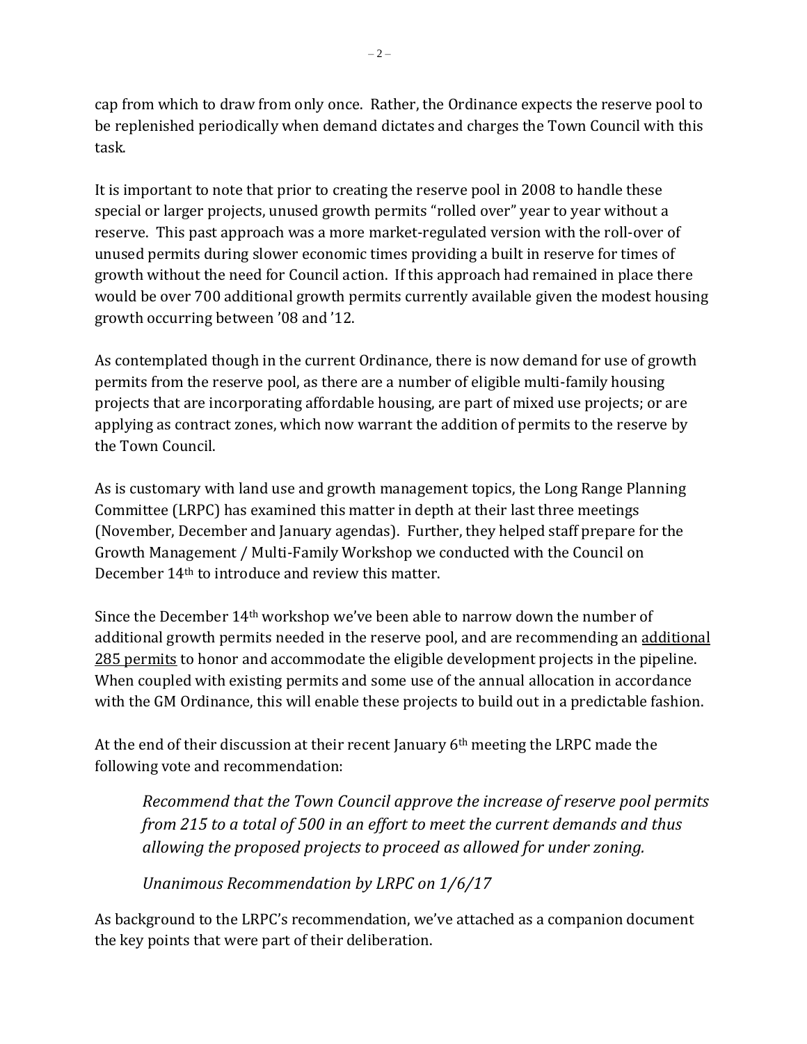cap from which to draw from only once. Rather, the Ordinance expects the reserve pool to be replenished periodically when demand dictates and charges the Town Council with this task.

It is important to note that prior to creating the reserve pool in 2008 to handle these special or larger projects, unused growth permits "rolled over" year to year without a reserve. This past approach was a more market-regulated version with the roll-over of unused permits during slower economic times providing a built in reserve for times of growth without the need for Council action. If this approach had remained in place there would be over 700 additional growth permits currently available given the modest housing growth occurring between '08 and '12.

As contemplated though in the current Ordinance, there is now demand for use of growth permits from the reserve pool, as there are a number of eligible multi-family housing projects that are incorporating affordable housing, are part of mixed use projects; or are applying as contract zones, which now warrant the addition of permits to the reserve by the Town Council.

As is customary with land use and growth management topics, the Long Range Planning Committee (LRPC) has examined this matter in depth at their last three meetings (November, December and January agendas). Further, they helped staff prepare for the Growth Management / Multi-Family Workshop we conducted with the Council on December 14th to introduce and review this matter.

Since the December 14th workshop we've been able to narrow down the number of additional growth permits needed in the reserve pool, and are recommending an additional 285 permits to honor and accommodate the eligible development projects in the pipeline. When coupled with existing permits and some use of the annual allocation in accordance with the GM Ordinance, this will enable these projects to build out in a predictable fashion.

At the end of their discussion at their recent January 6th meeting the LRPC made the following vote and recommendation:

> *Recommend that the Town Council approve the increase of reserve pool permits from 215 to a total of 500 in an effort to meet the current demands and thus allowing the proposed projects to proceed as allowed for under zoning.*
>
> *Unanimous Recommendation by LRPC on 1/6/17*

As background to the LRPC's recommendation, we've attached as a companion document the key points that were part of their deliberation.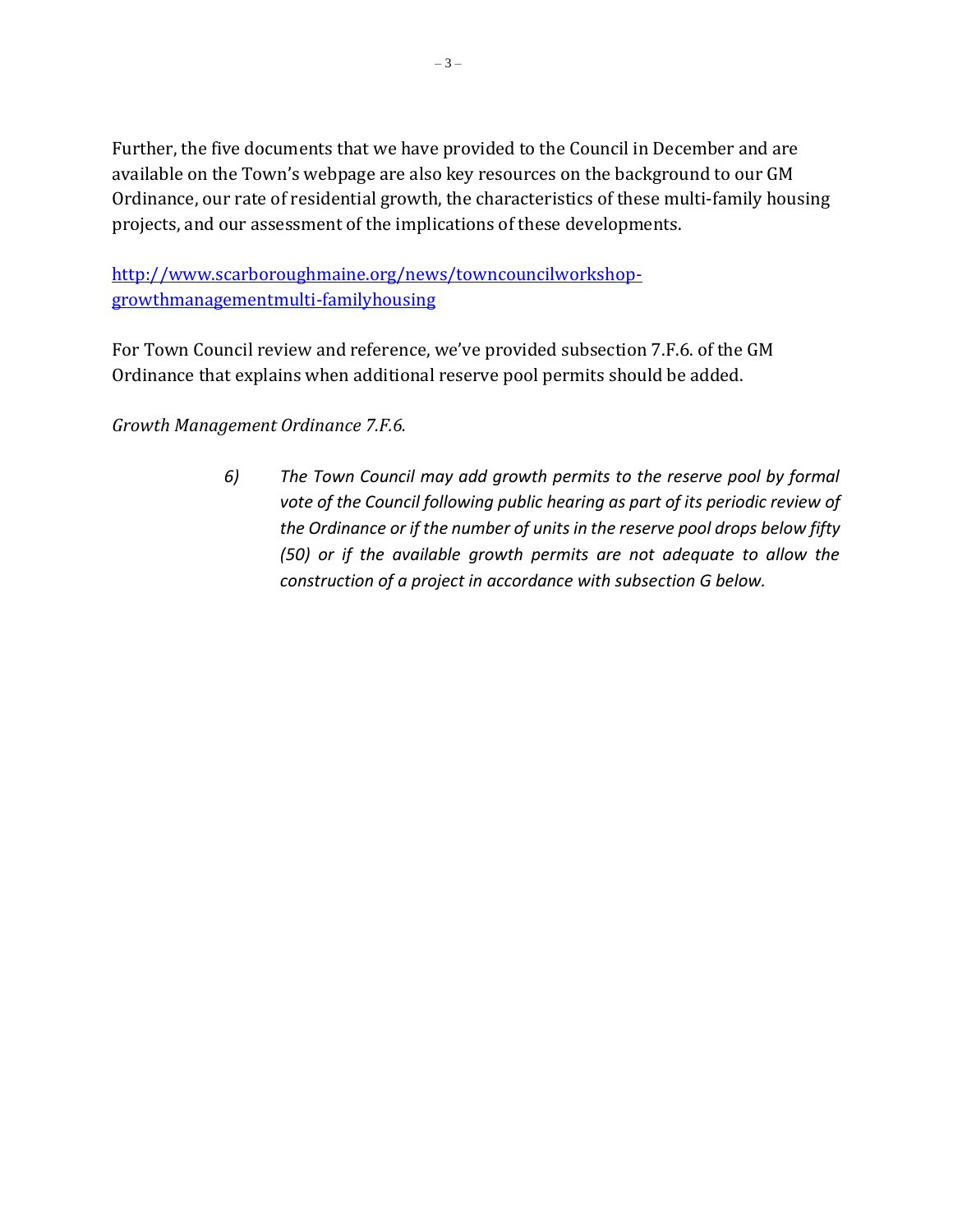Further, the five documents that we have provided to the Council in December and are available on the Town's webpage are also key resources on the background to our GM Ordinance, our rate of residential growth, the characteristics of these multi-family housing projects, and our assessment of the implications of these developments.

[http://www.scarboroughmaine.org/news/towncouncilworkshop-growthmanagementmulti-familyhousing](http://www.scarboroughmaine.org/news/towncouncilworkshop-growthmanagementmulti-familyhousing)

For Town Council review and reference, we've provided subsection 7.F.6. of the GM Ordinance that explains when additional reserve pool permits should be added.

*Growth Management Ordinance 7.F.6.*

> *6) The Town Council may add growth permits to the reserve pool by formal vote of the Council following public hearing as part of its periodic review of the Ordinance or if the number of units in the reserve pool drops below fifty (50) or if the available growth permits are not adequate to allow the construction of a project in accordance with subsection G below.*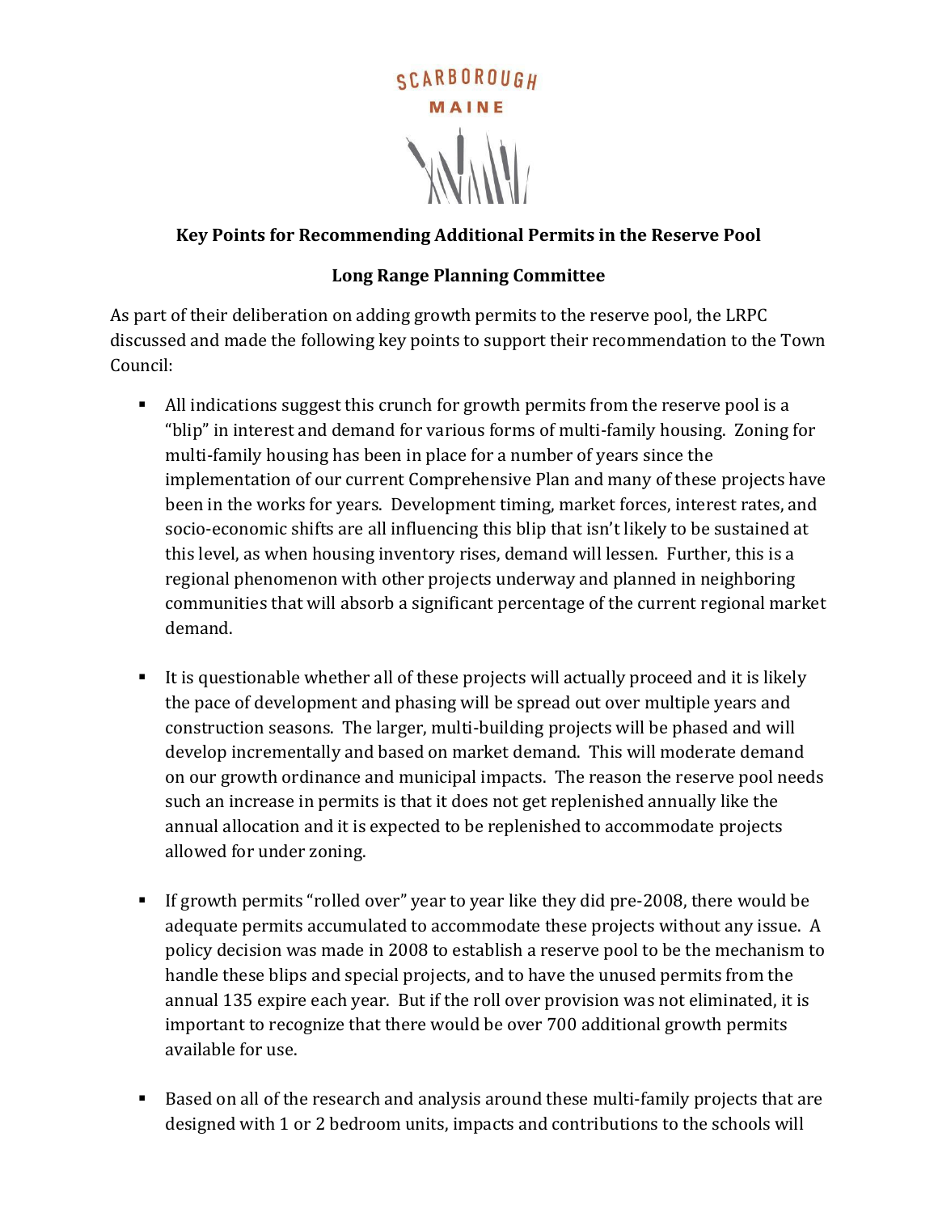SCARBOROUGH
MAINE

**Key Points for Recommending Additional Permits in the Reserve Pool**

**Long Range Planning Committee**

As part of their deliberation on adding growth permits to the reserve pool, the LRPC discussed and made the following key points to support their recommendation to the Town Council:

- All indications suggest this crunch for growth permits from the reserve pool is a "blip" in interest and demand for various forms of multi-family housing. Zoning for multi-family housing has been in place for a number of years since the implementation of our current Comprehensive Plan and many of these projects have been in the works for years. Development timing, market forces, interest rates, and socio-economic shifts are all influencing this blip that isn't likely to be sustained at this level, as when housing inventory rises, demand will lessen. Further, this is a regional phenomenon with other projects underway and planned in neighboring communities that will absorb a significant percentage of the current regional market demand.

- It is questionable whether all of these projects will actually proceed and it is likely the pace of development and phasing will be spread out over multiple years and construction seasons. The larger, multi-building projects will be phased and will develop incrementally and based on market demand. This will moderate demand on our growth ordinance and municipal impacts. The reason the reserve pool needs such an increase in permits is that it does not get replenished annually like the annual allocation and it is expected to be replenished to accommodate projects allowed for under zoning.

- If growth permits "rolled over" year to year like they did pre-2008, there would be adequate permits accumulated to accommodate these projects without any issue. A policy decision was made in 2008 to establish a reserve pool to be the mechanism to handle these blips and special projects, and to have the unused permits from the annual 135 expire each year. But if the roll over provision was not eliminated, it is important to recognize that there would be over 700 additional growth permits available for use.

- Based on all of the research and analysis around these multi-family projects that are designed with 1 or 2 bedroom units, impacts and contributions to the schools will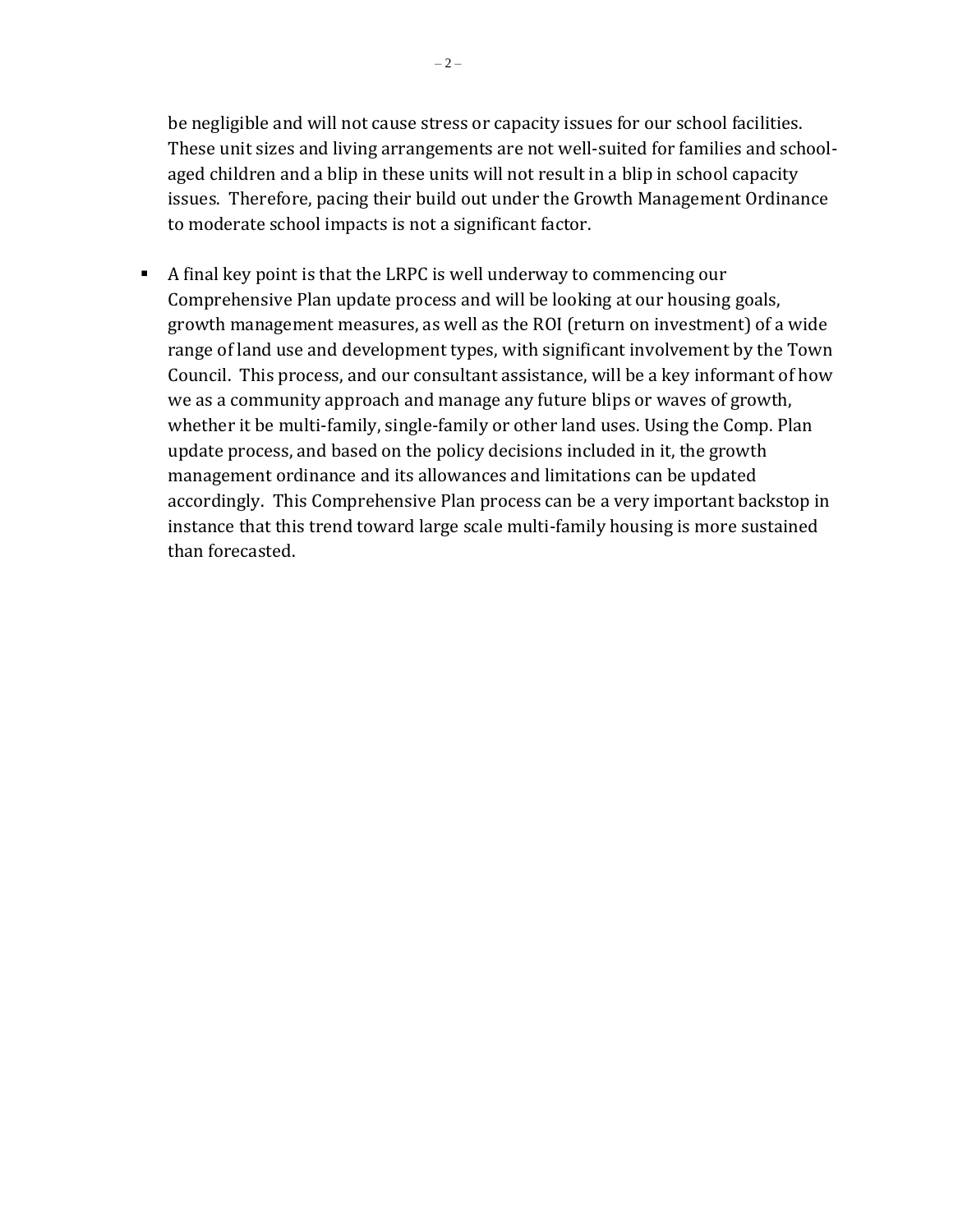be negligible and will not cause stress or capacity issues for our school facilities. These unit sizes and living arrangements are not well-suited for families and school-aged children and a blip in these units will not result in a blip in school capacity issues. Therefore, pacing their build out under the Growth Management Ordinance to moderate school impacts is not a significant factor.

- A final key point is that the LRPC is well underway to commencing our Comprehensive Plan update process and will be looking at our housing goals, growth management measures, as well as the ROI (return on investment) of a wide range of land use and development types, with significant involvement by the Town Council. This process, and our consultant assistance, will be a key informant of how we as a community approach and manage any future blips or waves of growth, whether it be multi-family, single-family or other land uses. Using the Comp. Plan update process, and based on the policy decisions included in it, the growth management ordinance and its allowances and limitations can be updated accordingly. This Comprehensive Plan process can be a very important backstop in instance that this trend toward large scale multi-family housing is more sustained than forecasted.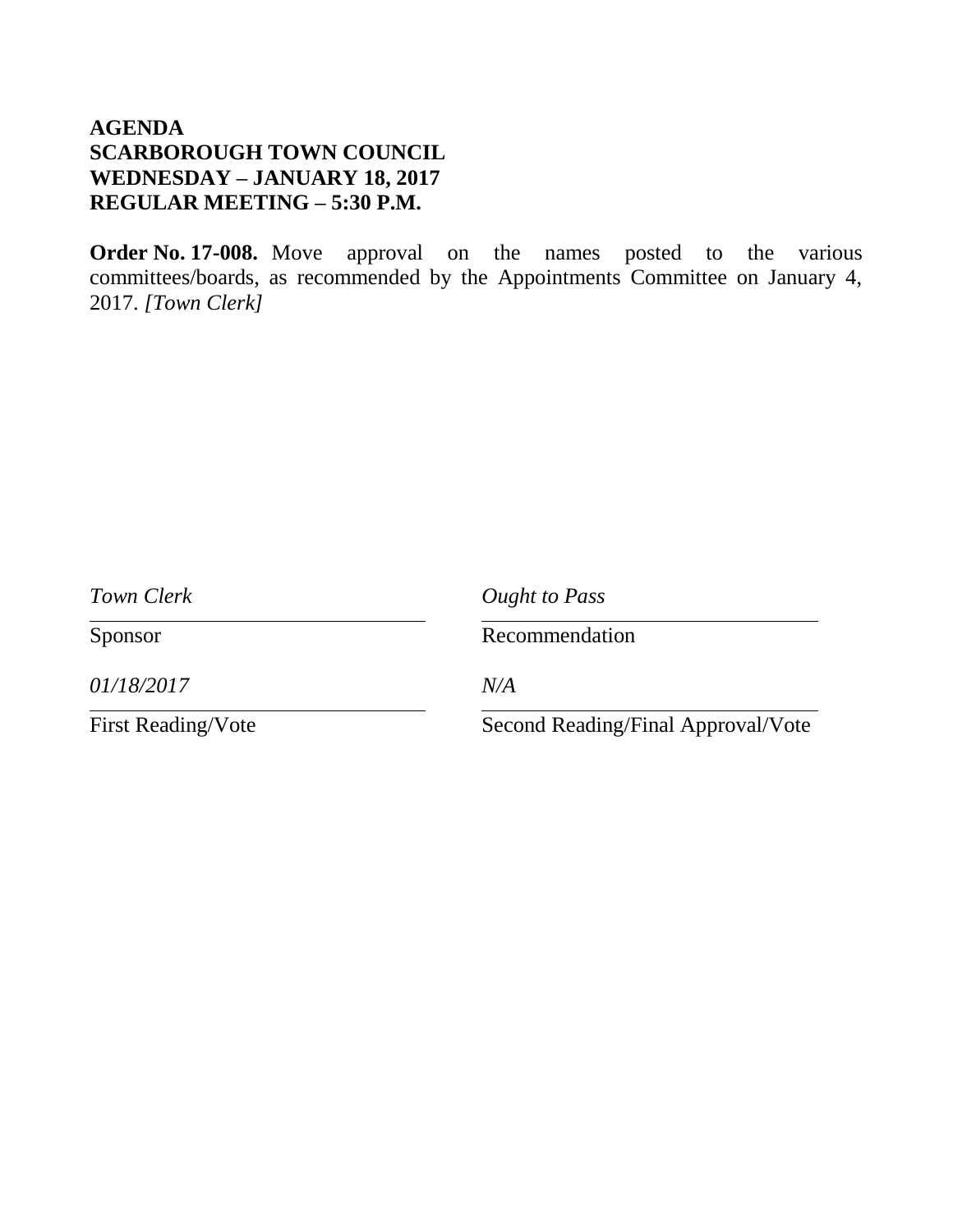**AGENDA**
**SCARBOROUGH TOWN COUNCIL**
**WEDNESDAY – JANUARY 18, 2017**
**REGULAR MEETING – 5:30 P.M.**

**Order No. 17-008.** Move approval on the names posted to the various committees/boards, as recommended by the Appointments Committee on January 4, 2017. *[Town Clerk]*

| *Town Clerk* | *Ought to Pass* |
|---|---|
| Sponsor | Recommendation |
| *01/18/2017* | *N/A* |
| First Reading/Vote | Second Reading/Final Approval/Vote |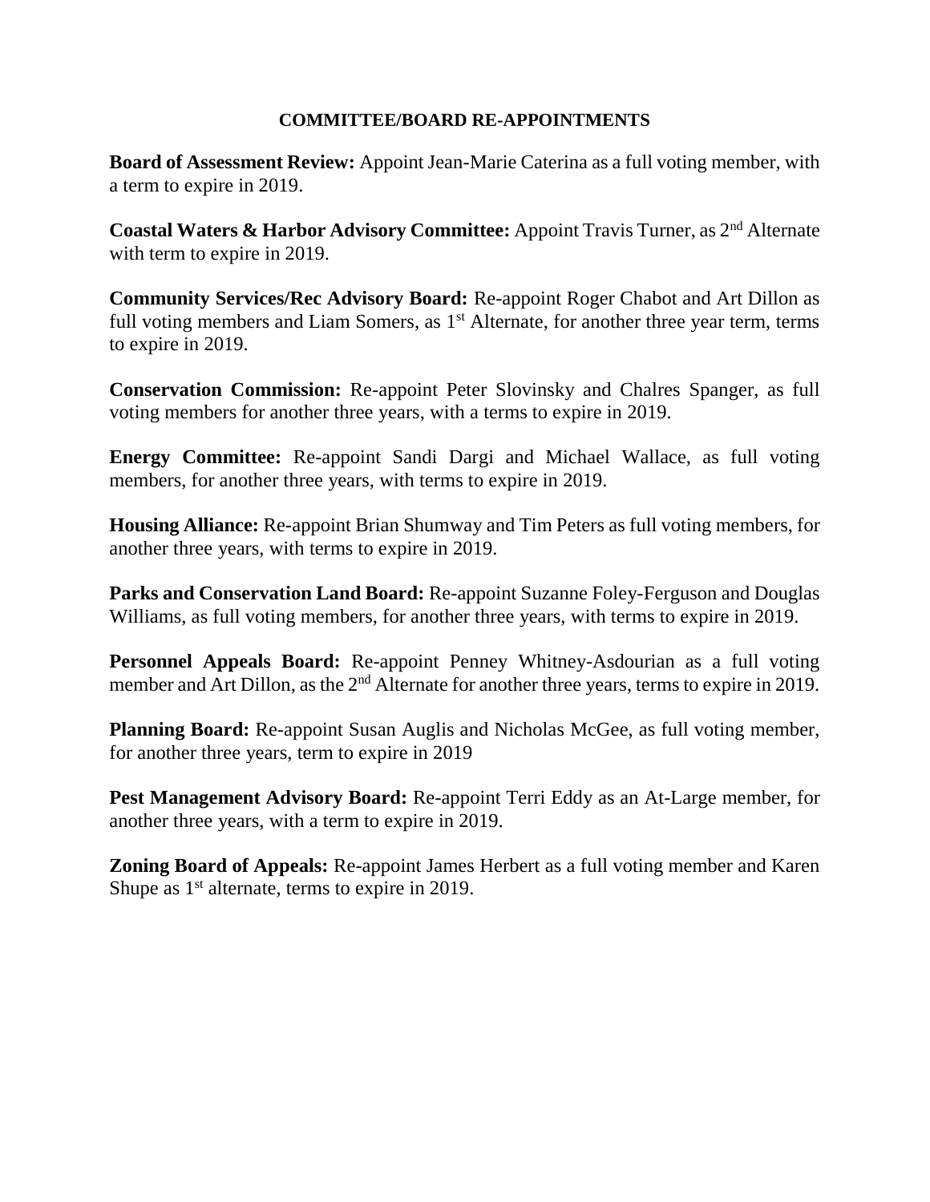**COMMITTEE/BOARD RE-APPOINTMENTS**

**Board of Assessment Review:** Appoint Jean-Marie Caterina as a full voting member, with a term to expire in 2019.

**Coastal Waters & Harbor Advisory Committee:** Appoint Travis Turner, as 2nd Alternate with term to expire in 2019.

**Community Services/Rec Advisory Board:** Re-appoint Roger Chabot and Art Dillon as full voting members and Liam Somers, as 1st Alternate, for another three year term, terms to expire in 2019.

**Conservation Commission:** Re-appoint Peter Slovinsky and Chalres Spanger, as full voting members for another three years, with a terms to expire in 2019.

**Energy Committee:** Re-appoint Sandi Dargi and Michael Wallace, as full voting members, for another three years, with terms to expire in 2019.

**Housing Alliance:** Re-appoint Brian Shumway and Tim Peters as full voting members, for another three years, with terms to expire in 2019.

**Parks and Conservation Land Board:** Re-appoint Suzanne Foley-Ferguson and Douglas Williams, as full voting members, for another three years, with terms to expire in 2019.

**Personnel Appeals Board:** Re-appoint Penney Whitney-Asdourian as a full voting member and Art Dillon, as the 2nd Alternate for another three years, terms to expire in 2019.

**Planning Board:** Re-appoint Susan Auglis and Nicholas McGee, as full voting member, for another three years, term to expire in 2019

**Pest Management Advisory Board:** Re-appoint Terri Eddy as an At-Large member, for another three years, with a term to expire in 2019.

**Zoning Board of Appeals:** Re-appoint James Herbert as a full voting member and Karen Shupe as 1st alternate, terms to expire in 2019.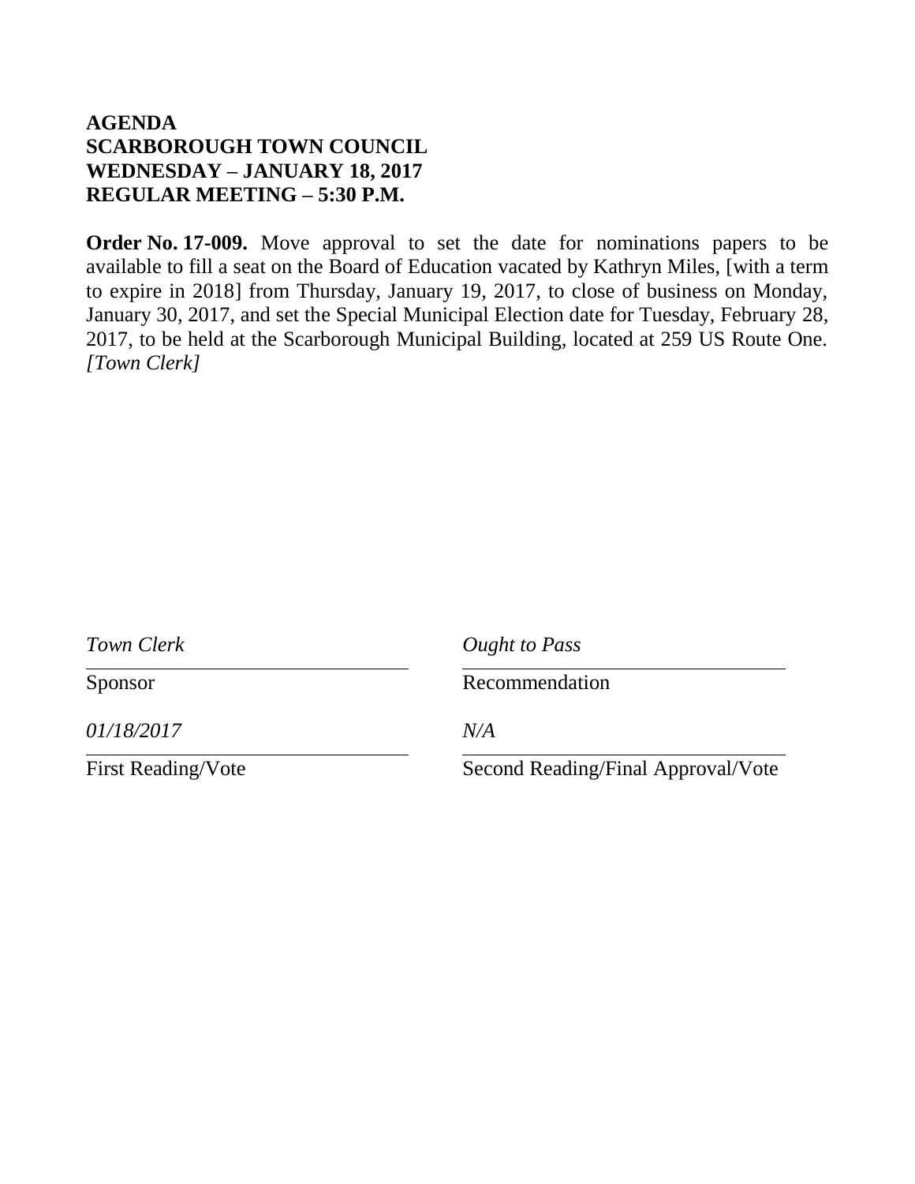**AGENDA**
**SCARBOROUGH TOWN COUNCIL**
**WEDNESDAY – JANUARY 18, 2017**
**REGULAR MEETING – 5:30 P.M.**

**Order No. 17-009.** Move approval to set the date for nominations papers to be available to fill a seat on the Board of Education vacated by Kathryn Miles, [with a term to expire in 2018] from Thursday, January 19, 2017, to close of business on Monday, January 30, 2017, and set the Special Municipal Election date for Tuesday, February 28, 2017, to be held at the Scarborough Municipal Building, located at 259 US Route One. *[Town Clerk]*

| | |
|---|---|
| *Town Clerk* | *Ought to Pass* |
| Sponsor | Recommendation |
| *01/18/2017* | *N/A* |
| First Reading/Vote | Second Reading/Final Approval/Vote |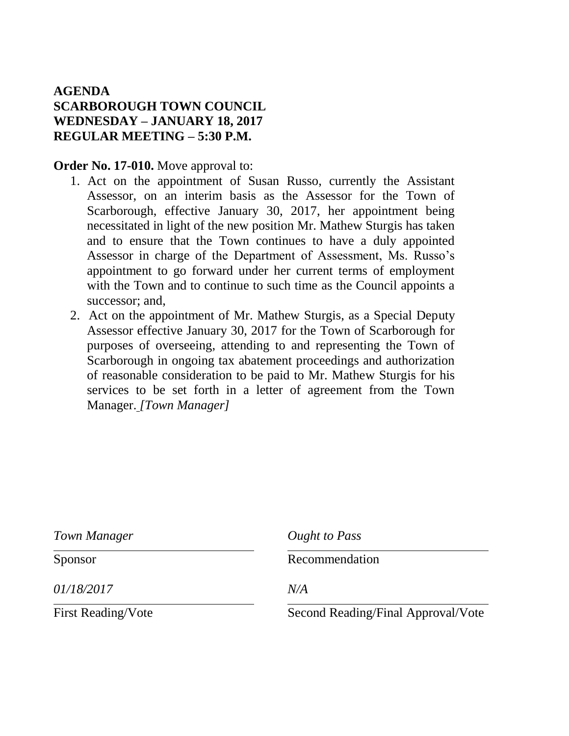**AGENDA**
**SCARBOROUGH TOWN COUNCIL**
**WEDNESDAY – JANUARY 18, 2017**
**REGULAR MEETING – 5:30 P.M.**

**Order No. 17-010.** Move approval to:

1. Act on the appointment of Susan Russo, currently the Assistant Assessor, on an interim basis as the Assessor for the Town of Scarborough, effective January 30, 2017, her appointment being necessitated in light of the new position Mr. Mathew Sturgis has taken and to ensure that the Town continues to have a duly appointed Assessor in charge of the Department of Assessment, Ms. Russo's appointment to go forward under her current terms of employment with the Town and to continue to such time as the Council appoints a successor; and,
2. Act on the appointment of Mr. Mathew Sturgis, as a Special Deputy Assessor effective January 30, 2017 for the Town of Scarborough for purposes of overseeing, attending to and representing the Town of Scarborough in ongoing tax abatement proceedings and authorization of reasonable consideration to be paid to Mr. Mathew Sturgis for his services to be set forth in a letter of agreement from the Town Manager. *[Town Manager]*

| | |
|---|---|
| *Town Manager* | *Ought to Pass* |
| Sponsor | Recommendation |
| *01/18/2017* | *N/A* |
| First Reading/Vote | Second Reading/Final Approval/Vote |